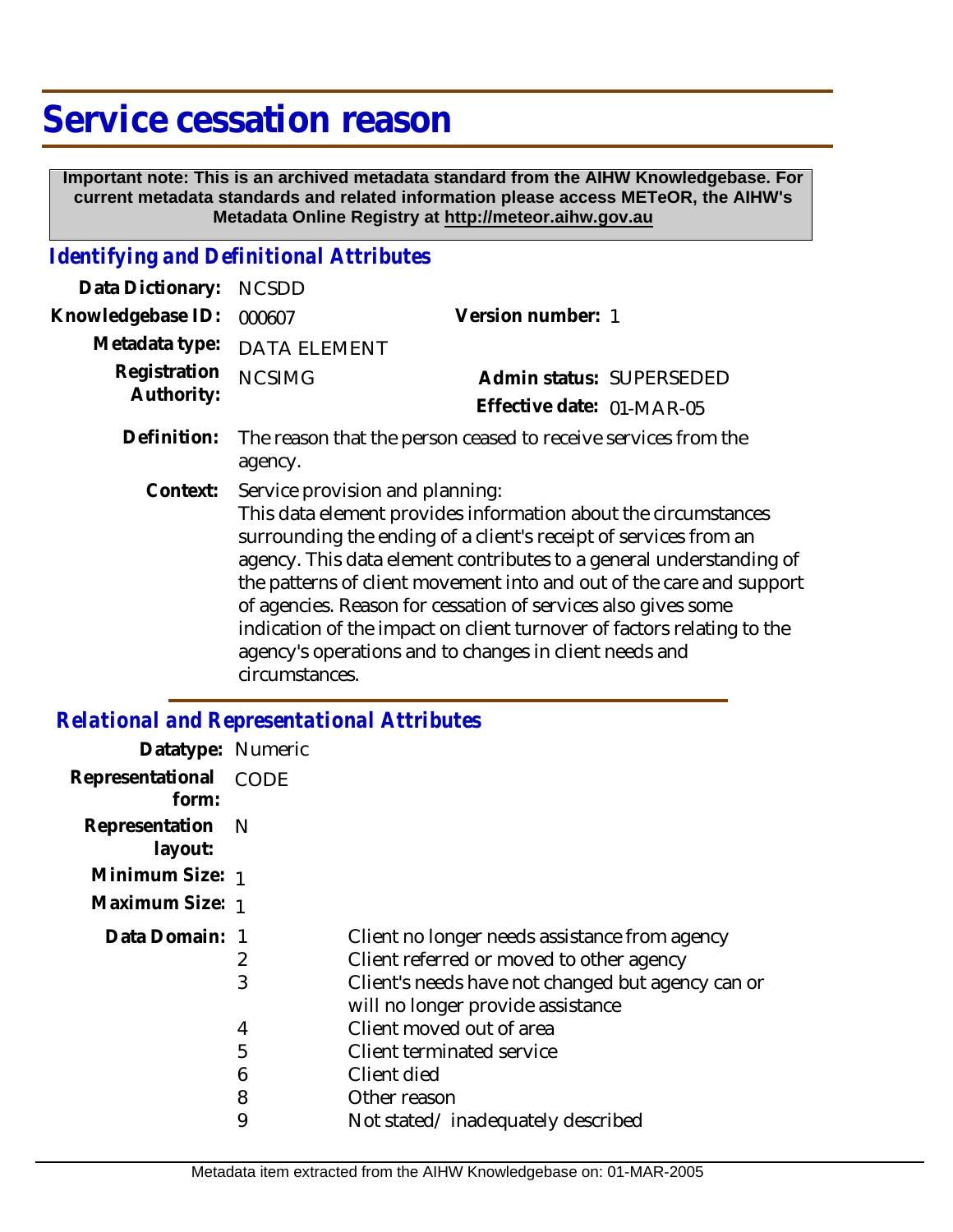# Service cessation reason

**Important note: This is an archived metadata standard from the AIHW Knowledgebase. For current metadata standards and related information please access METeOR, the AIHW's Metadata Online Registry at http://meteor.aihw.gov.au**

## *Identifying and Definitional Attributes*

| | | | |
|---|---|---|---|
| **Data Dictionary:** | NCSDD | | |
| **Knowledgebase ID:** | 000607 | **Version number:** | 1 |
| **Metadata type:** | DATA ELEMENT | | |
| **Registration Authority:** | NCSIMG | **Admin status:** | SUPERSEDED |
| | | **Effective date:** | 01-MAR-05 |

**Definition:** The reason that the person ceased to receive services from the agency.

**Context:** Service provision and planning:
This data element provides information about the circumstances surrounding the ending of a client's receipt of services from an agency. This data element contributes to a general understanding of the patterns of client movement into and out of the care and support of agencies. Reason for cessation of services also gives some indication of the impact on client turnover of factors relating to the agency's operations and to changes in client needs and circumstances.

## *Relational and Representational Attributes*

**Datatype:** Numeric

**Representational form:** CODE

**Representation layout:** N

**Minimum Size:** 1

**Maximum Size:** 1

**Data Domain:**

| Code | Description |
|---|---|
| 1 | Client no longer needs assistance from agency |
| 2 | Client referred or moved to other agency |
| 3 | Client's needs have not changed but agency can or will no longer provide assistance |
| 4 | Client moved out of area |
| 5 | Client terminated service |
| 6 | Client died |
| 8 | Other reason |
| 9 | Not stated/ inadequately described |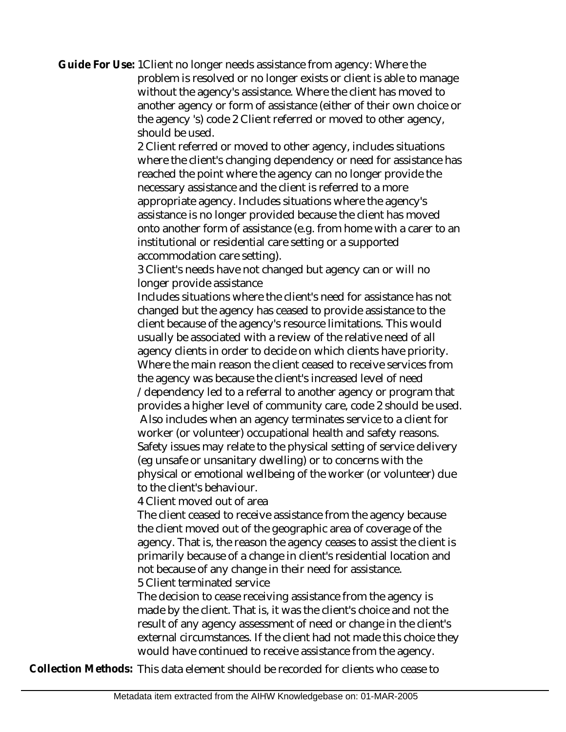**Guide For Use:** 1Client no longer needs assistance from agency: Where the problem is resolved or no longer exists or client is able to manage without the agency's assistance. Where the client has moved to another agency or form of assistance (either of their own choice or the agency 's) code 2 Client referred or moved to other agency, should be used.

2 Client referred or moved to other agency, includes situations where the client's changing dependency or need for assistance has reached the point where the agency can no longer provide the necessary assistance and the client is referred to a more appropriate agency. Includes situations where the agency's assistance is no longer provided because the client has moved onto another form of assistance (e.g. from home with a carer to an institutional or residential care setting or a supported accommodation care setting).

3 Client's needs have not changed but agency can or will no longer provide assistance

Includes situations where the client's need for assistance has not changed but the agency has ceased to provide assistance to the client because of the agency's resource limitations. This would usually be associated with a review of the relative need of all agency clients in order to decide on which clients have priority. Where the main reason the client ceased to receive services from the agency was because the client's increased level of need /dependency led to a referral to another agency or program that provides a higher level of community care, code 2 should be used. Also includes when an agency terminates service to a client for worker (or volunteer) occupational health and safety reasons. Safety issues may relate to the physical setting of service delivery (eg unsafe or unsanitary dwelling) or to concerns with the physical or emotional wellbeing of the worker (or volunteer) due to the client's behaviour.

4 Client moved out of area

The client ceased to receive assistance from the agency because the client moved out of the geographic area of coverage of the agency. That is, the reason the agency ceases to assist the client is primarily because of a change in client's residential location and not because of any change in their need for assistance.

5 Client terminated service

The decision to cease receiving assistance from the agency is made by the client. That is, it was the client's choice and not the result of any agency assessment of need or change in the client's external circumstances. If the client had not made this choice they would have continued to receive assistance from the agency.

**Collection Methods:** This data element should be recorded for clients who cease to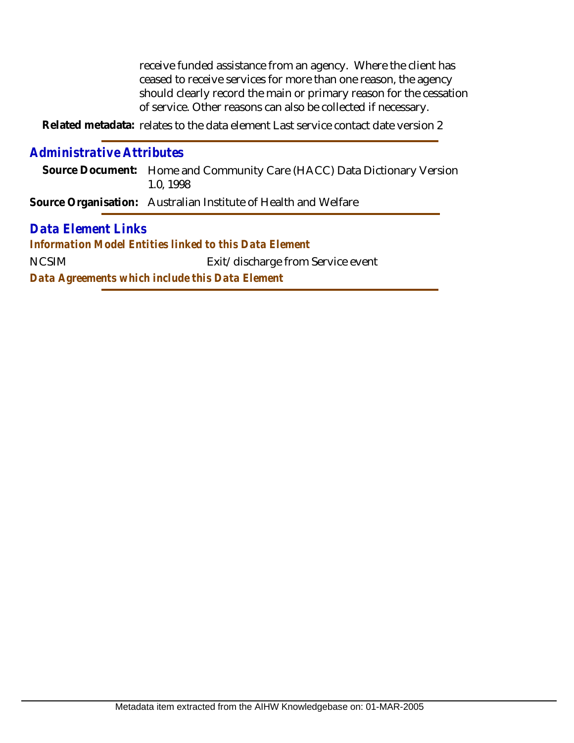receive funded assistance from an agency. Where the client has ceased to receive services for more than one reason, the agency should clearly record the main or primary reason for the cessation of service. Other reasons can also be collected if necessary.

**Related metadata:** relates to the data element Last service contact date version 2

## Administrative Attributes

**Source Document:** Home and Community Care (HACC) Data Dictionary Version 1.0, 1998

**Source Organisation:** Australian Institute of Health and Welfare

## Data Element Links

***Information Model Entities linked to this Data Element***

NCSIM — Exit/discharge from Service event

***Data Agreements which include this Data Element***

Metadata item extracted from the AIHW Knowledgebase on: 01-MAR-2005